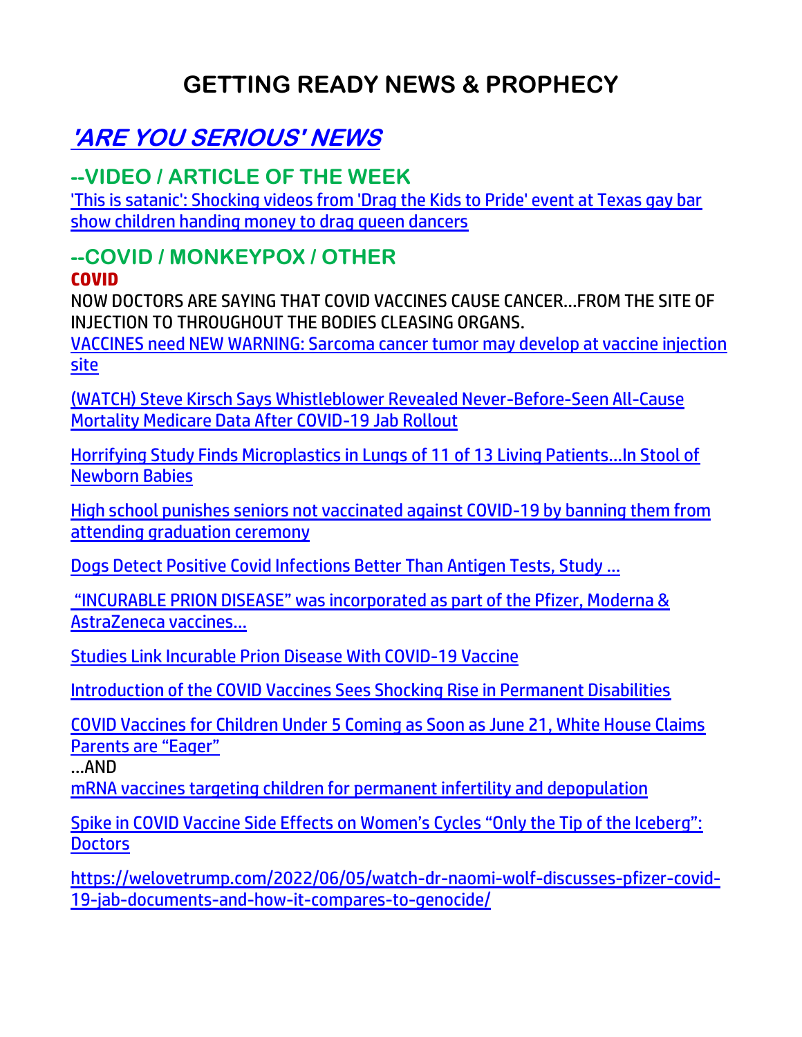# GETTING READY NEWS & PROPHECY

## 'ARE YOU SERIOUS' NEWS

### --VIDEO / ARTICLE OF THE WEEK

'This is satanic': Shocking videos from 'Drag the Kids to Pride' event at Texas gay bar show children handing money to drag queen dancers

### --COVID / MONKEYPOX / OTHER

**COVID**

NOW DOCTORS ARE SAYING THAT COVID VACCINES CAUSE CANCER…FROM THE SITE OF INJECTION TO THROUGHOUT THE BODIES CLEASING ORGANS.

VACCINES need NEW WARNING: Sarcoma cancer tumor may develop at vaccine injection site

(WATCH) Steve Kirsch Says Whistleblower Revealed Never-Before-Seen All-Cause Mortality Medicare Data After COVID-19 Jab Rollout

Horrifying Study Finds Microplastics in Lungs of 11 of 13 Living Patients…In Stool of Newborn Babies

High school punishes seniors not vaccinated against COVID-19 by banning them from attending graduation ceremony

Dogs Detect Positive Covid Infections Better Than Antigen Tests, Study …

"INCURABLE PRION DISEASE" was incorporated as part of the Pfizer, Moderna & AstraZeneca vaccines…

Studies Link Incurable Prion Disease With COVID-19 Vaccine

Introduction of the COVID Vaccines Sees Shocking Rise in Permanent Disabilities

COVID Vaccines for Children Under 5 Coming as Soon as June 21, White House Claims Parents are "Eager"

…AND

mRNA vaccines targeting children for permanent infertility and depopulation

Spike in COVID Vaccine Side Effects on Women's Cycles "Only the Tip of the Iceberg": Doctors

https://welovetrump.com/2022/06/05/watch-dr-naomi-wolf-discusses-pfizer-covid-19-jab-documents-and-how-it-compares-to-genocide/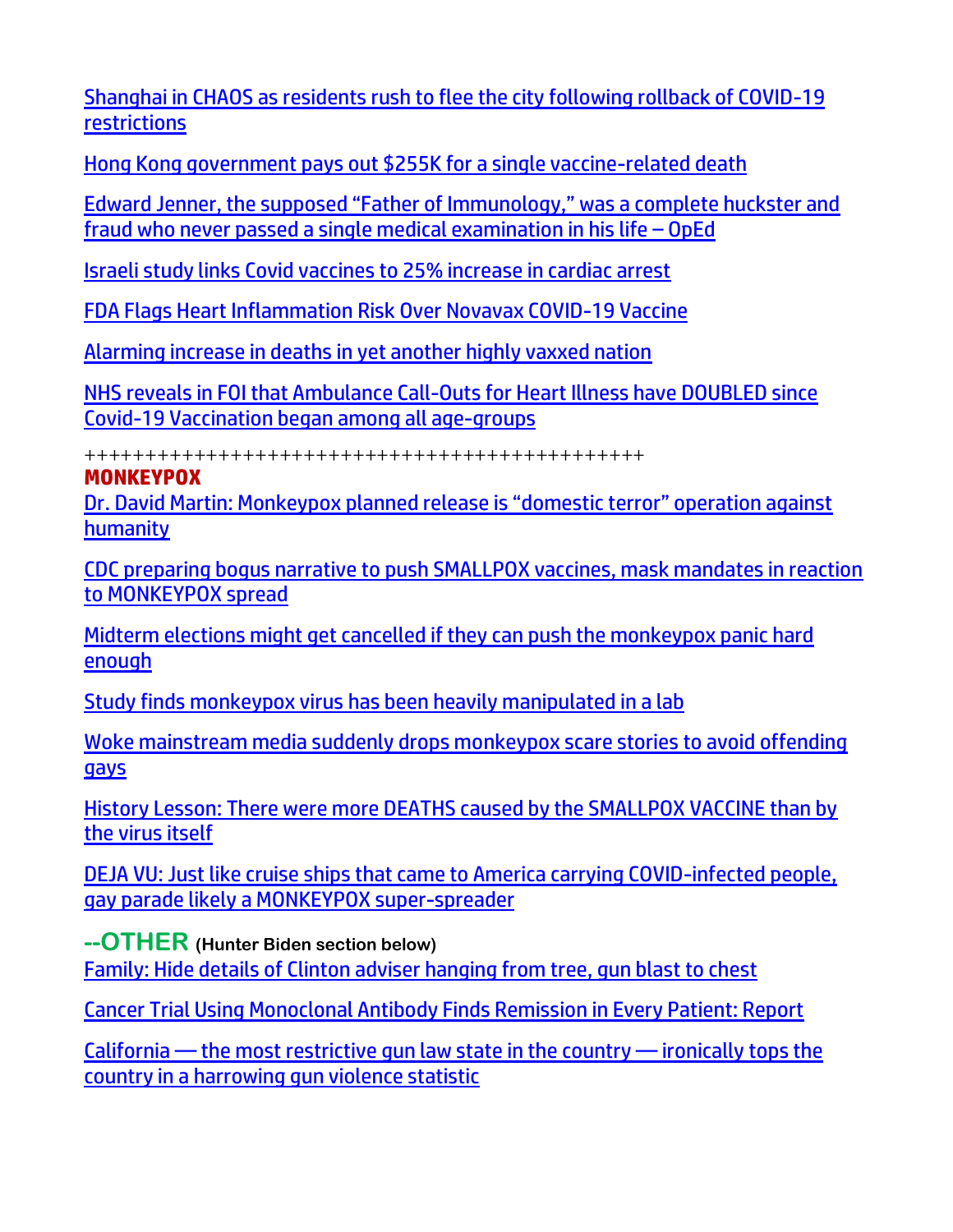Shanghai in CHAOS as residents rush to flee the city following rollback of COVID-19 restrictions

Hong Kong government pays out $255K for a single vaccine-related death

Edward Jenner, the supposed "Father of Immunology," was a complete huckster and fraud who never passed a single medical examination in his life – OpEd

Israeli study links Covid vaccines to 25% increase in cardiac arrest

FDA Flags Heart Inflammation Risk Over Novavax COVID-19 Vaccine

Alarming increase in deaths in yet another highly vaxxed nation

NHS reveals in FOI that Ambulance Call-Outs for Heart Illness have DOUBLED since Covid-19 Vaccination began among all age-groups

++++++++++++++++++++++++++++++++++++++++++++++

**MONKEYPOX**

Dr. David Martin: Monkeypox planned release is "domestic terror" operation against humanity

CDC preparing bogus narrative to push SMALLPOX vaccines, mask mandates in reaction to MONKEYPOX spread

Midterm elections might get cancelled if they can push the monkeypox panic hard enough

Study finds monkeypox virus has been heavily manipulated in a lab

Woke mainstream media suddenly drops monkeypox scare stories to avoid offending gays

History Lesson: There were more DEATHS caused by the SMALLPOX VACCINE than by the virus itself

DEJA VU: Just like cruise ships that came to America carrying COVID-infected people, gay parade likely a MONKEYPOX super-spreader

**--OTHER** **(Hunter Biden section below)**

Family: Hide details of Clinton adviser hanging from tree, gun blast to chest

Cancer Trial Using Monoclonal Antibody Finds Remission in Every Patient: Report

California — the most restrictive gun law state in the country — ironically tops the country in a harrowing gun violence statistic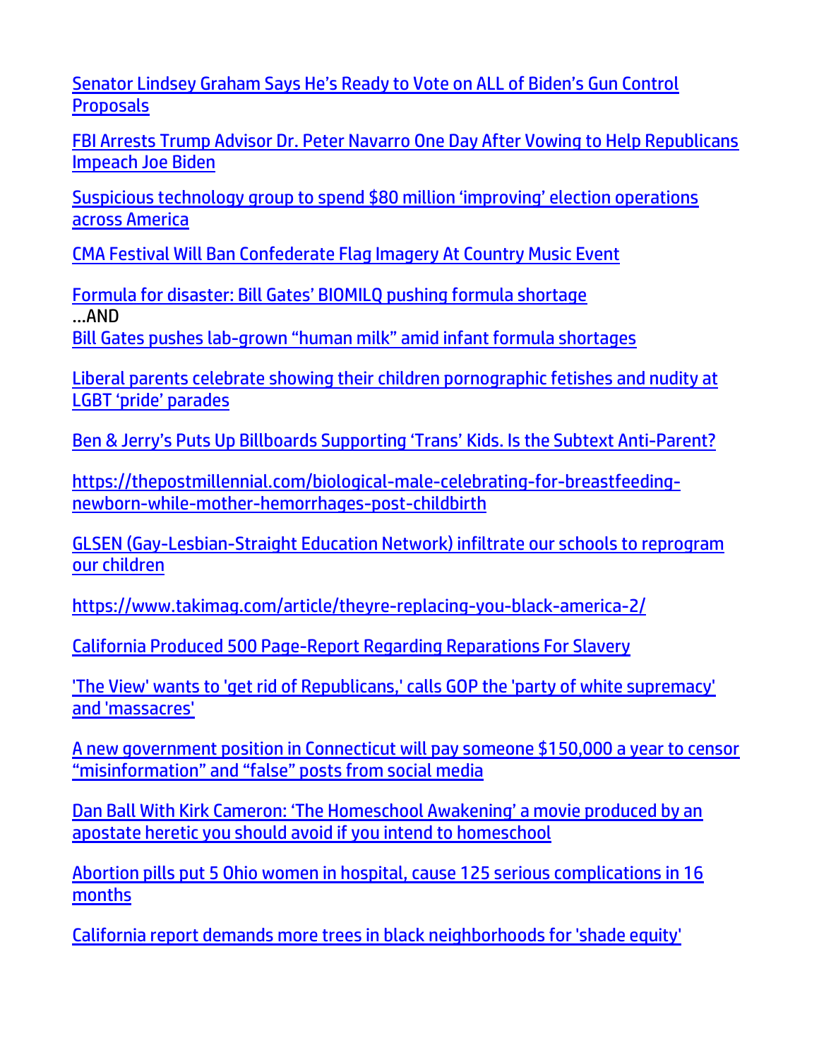Senator Lindsey Graham Says He's Ready to Vote on ALL of Biden's Gun Control Proposals

FBI Arrests Trump Advisor Dr. Peter Navarro One Day After Vowing to Help Republicans Impeach Joe Biden

Suspicious technology group to spend $80 million 'improving' election operations across America

CMA Festival Will Ban Confederate Flag Imagery At Country Music Event

Formula for disaster: Bill Gates' BIOMILQ pushing formula shortage
…AND
Bill Gates pushes lab-grown "human milk" amid infant formula shortages

Liberal parents celebrate showing their children pornographic fetishes and nudity at LGBT 'pride' parades

Ben & Jerry's Puts Up Billboards Supporting 'Trans' Kids. Is the Subtext Anti-Parent?

https://thepostmillennial.com/biological-male-celebrating-for-breastfeeding-newborn-while-mother-hemorrhages-post-childbirth

GLSEN (Gay-Lesbian-Straight Education Network) infiltrate our schools to reprogram our children

https://www.takimag.com/article/theyre-replacing-you-black-america-2/

California Produced 500 Page-Report Regarding Reparations For Slavery

'The View' wants to 'get rid of Republicans,' calls GOP the 'party of white supremacy' and 'massacres'

A new government position in Connecticut will pay someone $150,000 a year to censor "misinformation" and "false" posts from social media

Dan Ball With Kirk Cameron: 'The Homeschool Awakening' a movie produced by an apostate heretic you should avoid if you intend to homeschool

Abortion pills put 5 Ohio women in hospital, cause 125 serious complications in 16 months

California report demands more trees in black neighborhoods for 'shade equity'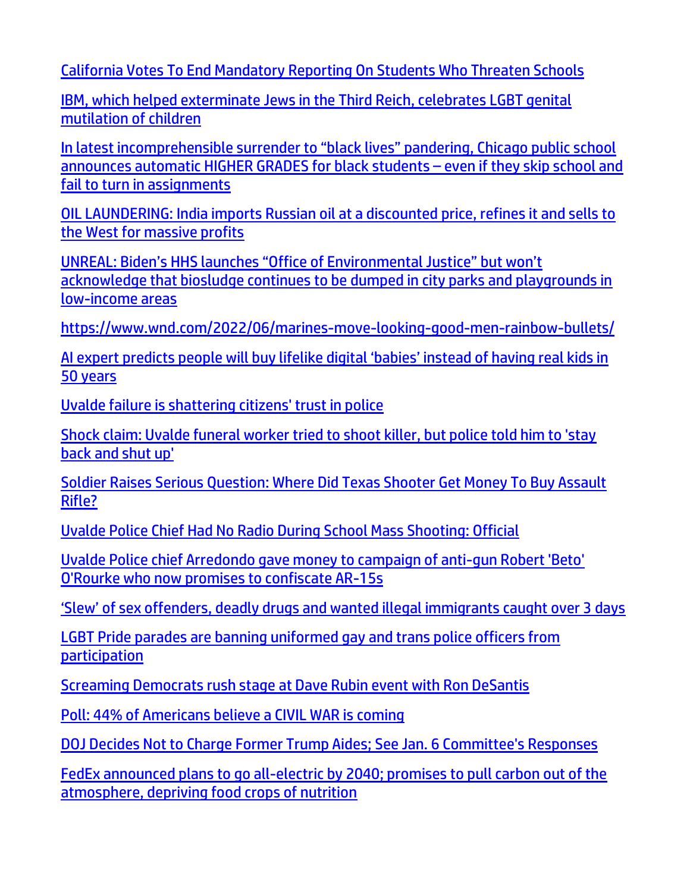California Votes To End Mandatory Reporting On Students Who Threaten Schools

IBM, which helped exterminate Jews in the Third Reich, celebrates LGBT genital mutilation of children

In latest incomprehensible surrender to “black lives” pandering, Chicago public school announces automatic HIGHER GRADES for black students – even if they skip school and fail to turn in assignments

OIL LAUNDERING: India imports Russian oil at a discounted price, refines it and sells to the West for massive profits

UNREAL: Biden’s HHS launches “Office of Environmental Justice” but won’t acknowledge that biosludge continues to be dumped in city parks and playgrounds in low-income areas

https://www.wnd.com/2022/06/marines-move-looking-good-men-rainbow-bullets/

AI expert predicts people will buy lifelike digital ‘babies’ instead of having real kids in 50 years

Uvalde failure is shattering citizens' trust in police

Shock claim: Uvalde funeral worker tried to shoot killer, but police told him to 'stay back and shut up'

Soldier Raises Serious Question: Where Did Texas Shooter Get Money To Buy Assault Rifle?

Uvalde Police Chief Had No Radio During School Mass Shooting: Official

Uvalde Police chief Arredondo gave money to campaign of anti-gun Robert 'Beto' O'Rourke who now promises to confiscate AR-15s

‘Slew’ of sex offenders, deadly drugs and wanted illegal immigrants caught over 3 days

LGBT Pride parades are banning uniformed gay and trans police officers from participation

Screaming Democrats rush stage at Dave Rubin event with Ron DeSantis

Poll: 44% of Americans believe a CIVIL WAR is coming

DOJ Decides Not to Charge Former Trump Aides; See Jan. 6 Committee's Responses

FedEx announced plans to go all-electric by 2040; promises to pull carbon out of the atmosphere, depriving food crops of nutrition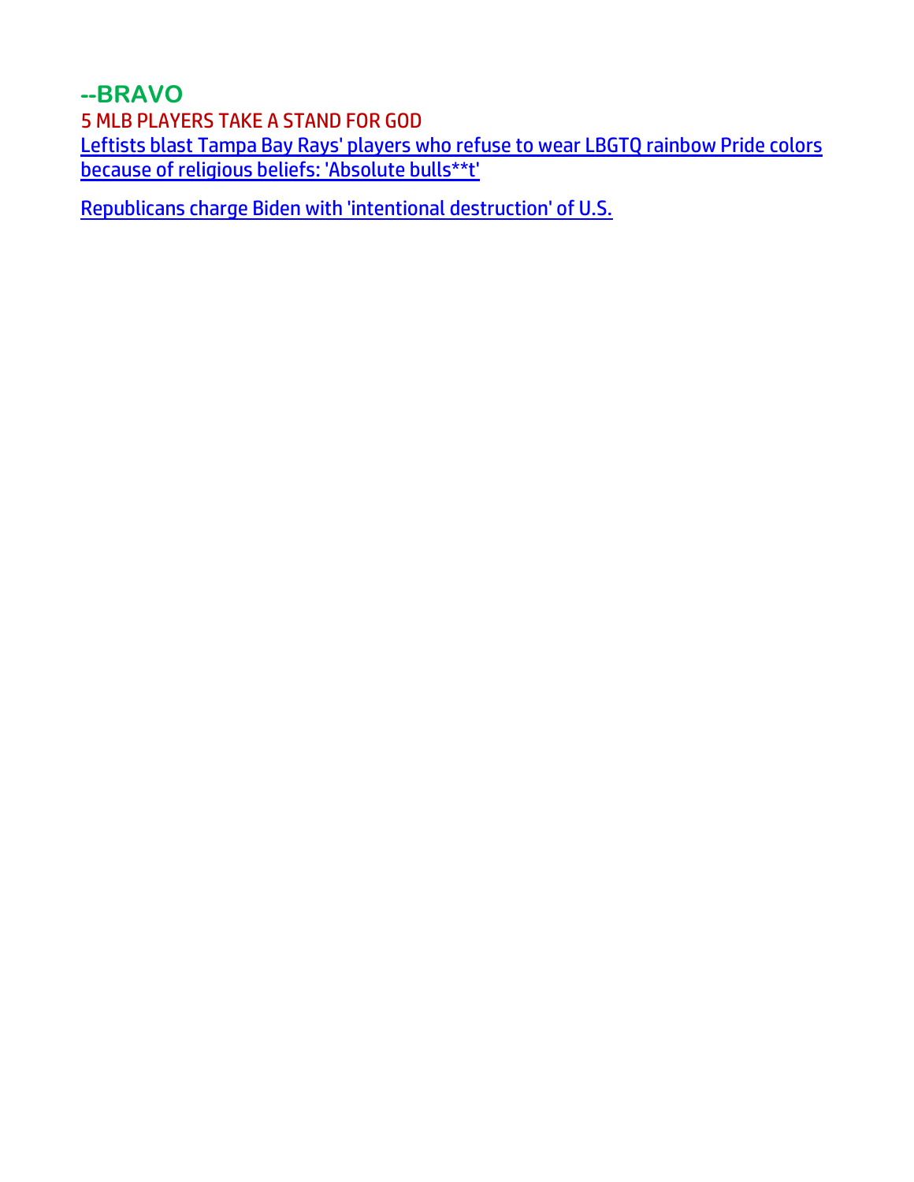## --BRAVO

5 MLB PLAYERS TAKE A STAND FOR GOD

Leftists blast Tampa Bay Rays' players who refuse to wear LBGTQ rainbow Pride colors because of religious beliefs: 'Absolute bulls**t'

Republicans charge Biden with 'intentional destruction' of U.S.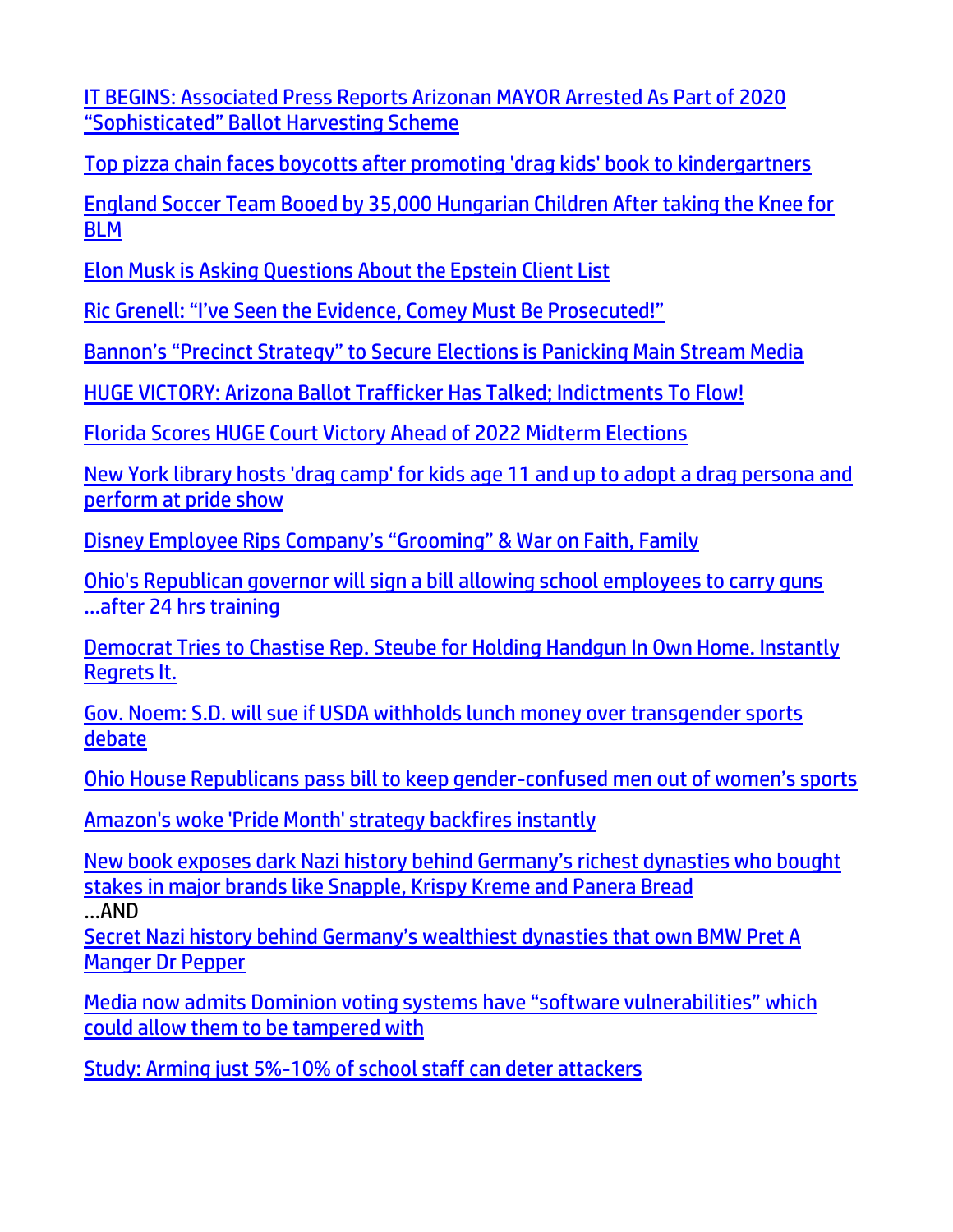IT BEGINS: Associated Press Reports Arizonan MAYOR Arrested As Part of 2020 "Sophisticated" Ballot Harvesting Scheme

Top pizza chain faces boycotts after promoting 'drag kids' book to kindergartners

England Soccer Team Booed by 35,000 Hungarian Children After taking the Knee for BLM

Elon Musk is Asking Questions About the Epstein Client List

Ric Grenell: "I've Seen the Evidence, Comey Must Be Prosecuted!"

Bannon's "Precinct Strategy" to Secure Elections is Panicking Main Stream Media

HUGE VICTORY: Arizona Ballot Trafficker Has Talked; Indictments To Flow!

Florida Scores HUGE Court Victory Ahead of 2022 Midterm Elections

New York library hosts 'drag camp' for kids age 11 and up to adopt a drag persona and perform at pride show

Disney Employee Rips Company's "Grooming" & War on Faith, Family

Ohio's Republican governor will sign a bill allowing school employees to carry guns …after 24 hrs training

Democrat Tries to Chastise Rep. Steube for Holding Handgun In Own Home. Instantly Regrets It.

Gov. Noem: S.D. will sue if USDA withholds lunch money over transgender sports debate

Ohio House Republicans pass bill to keep gender-confused men out of women's sports

Amazon's woke 'Pride Month' strategy backfires instantly

New book exposes dark Nazi history behind Germany's richest dynasties who bought stakes in major brands like Snapple, Krispy Kreme and Panera Bread
…AND
Secret Nazi history behind Germany's wealthiest dynasties that own BMW Pret A Manger Dr Pepper

Media now admits Dominion voting systems have "software vulnerabilities" which could allow them to be tampered with

Study: Arming just 5%-10% of school staff can deter attackers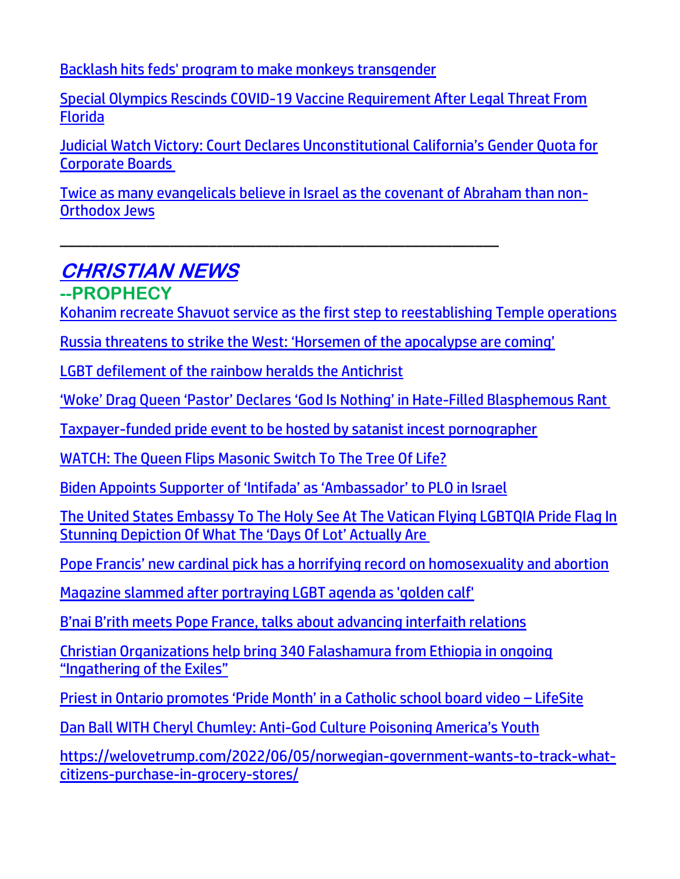Backlash hits feds' program to make monkeys transgender

Special Olympics Rescinds COVID-19 Vaccine Requirement After Legal Threat From Florida

Judicial Watch Victory: Court Declares Unconstitutional California's Gender Quota for Corporate Boards

Twice as many evangelicals believe in Israel as the covenant of Abraham than non-Orthodox Jews

---

## CHRISTIAN NEWS

### --PROPHECY

Kohanim recreate Shavuot service as the first step to reestablishing Temple operations

Russia threatens to strike the West: 'Horsemen of the apocalypse are coming'

LGBT defilement of the rainbow heralds the Antichrist

'Woke' Drag Queen 'Pastor' Declares 'God Is Nothing' in Hate-Filled Blasphemous Rant

Taxpayer-funded pride event to be hosted by satanist incest pornographer

WATCH: The Queen Flips Masonic Switch To The Tree Of Life?

Biden Appoints Supporter of 'Intifada' as 'Ambassador' to PLO in Israel

The United States Embassy To The Holy See At The Vatican Flying LGBTQIA Pride Flag In Stunning Depiction Of What The 'Days Of Lot' Actually Are

Pope Francis' new cardinal pick has a horrifying record on homosexuality and abortion

Magazine slammed after portraying LGBT agenda as 'golden calf'

B'nai B'rith meets Pope France, talks about advancing interfaith relations

Christian Organizations help bring 340 Falashamura from Ethiopia in ongoing "Ingathering of the Exiles"

Priest in Ontario promotes 'Pride Month' in a Catholic school board video – LifeSite

Dan Ball WITH Cheryl Chumley: Anti-God Culture Poisoning America's Youth

https://welovetrump.com/2022/06/05/norwegian-government-wants-to-track-what-citizens-purchase-in-grocery-stores/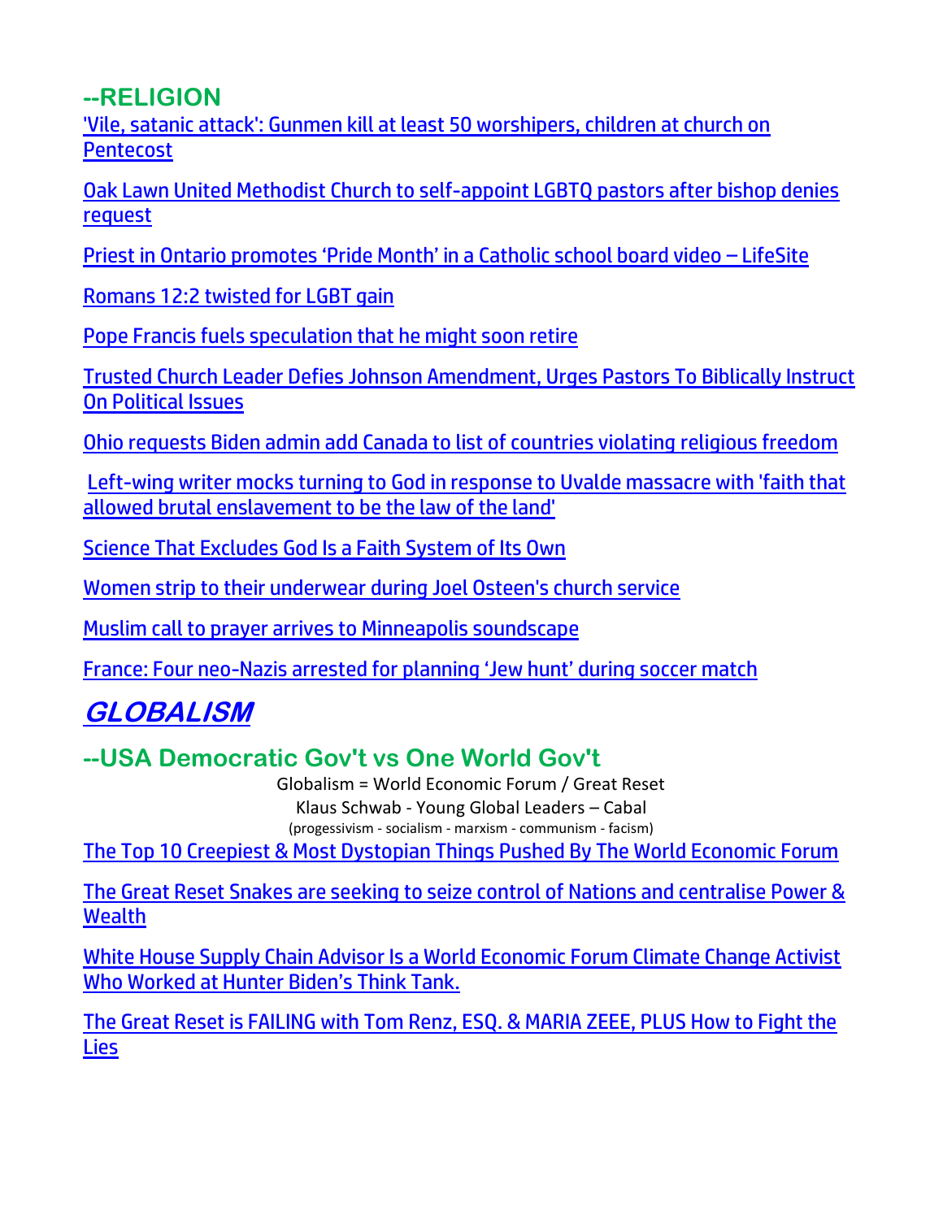## --RELIGION

'Vile, satanic attack': Gunmen kill at least 50 worshipers, children at church on Pentecost

Oak Lawn United Methodist Church to self-appoint LGBTQ pastors after bishop denies request

Priest in Ontario promotes 'Pride Month' in a Catholic school board video – LifeSite

Romans 12:2 twisted for LGBT gain

Pope Francis fuels speculation that he might soon retire

Trusted Church Leader Defies Johnson Amendment, Urges Pastors To Biblically Instruct On Political Issues

Ohio requests Biden admin add Canada to list of countries violating religious freedom

Left-wing writer mocks turning to God in response to Uvalde massacre with 'faith that allowed brutal enslavement to be the law of the land'

Science That Excludes God Is a Faith System of Its Own

Women strip to their underwear during Joel Osteen's church service

Muslim call to prayer arrives to Minneapolis soundscape

France: Four neo-Nazis arrested for planning 'Jew hunt' during soccer match

# *GLOBALISM*

## --USA Democratic Gov't vs One World Gov't

Globalism = World Economic Forum / Great Reset

Klaus Schwab - Young Global Leaders – Cabal

(progessivism - socialism - marxism - communism - facism)

The Top 10 Creepiest & Most Dystopian Things Pushed By The World Economic Forum

The Great Reset Snakes are seeking to seize control of Nations and centralise Power & Wealth

White House Supply Chain Advisor Is a World Economic Forum Climate Change Activist Who Worked at Hunter Biden's Think Tank.

The Great Reset is FAILING with Tom Renz, ESQ. & MARIA ZEEE, PLUS How to Fight the Lies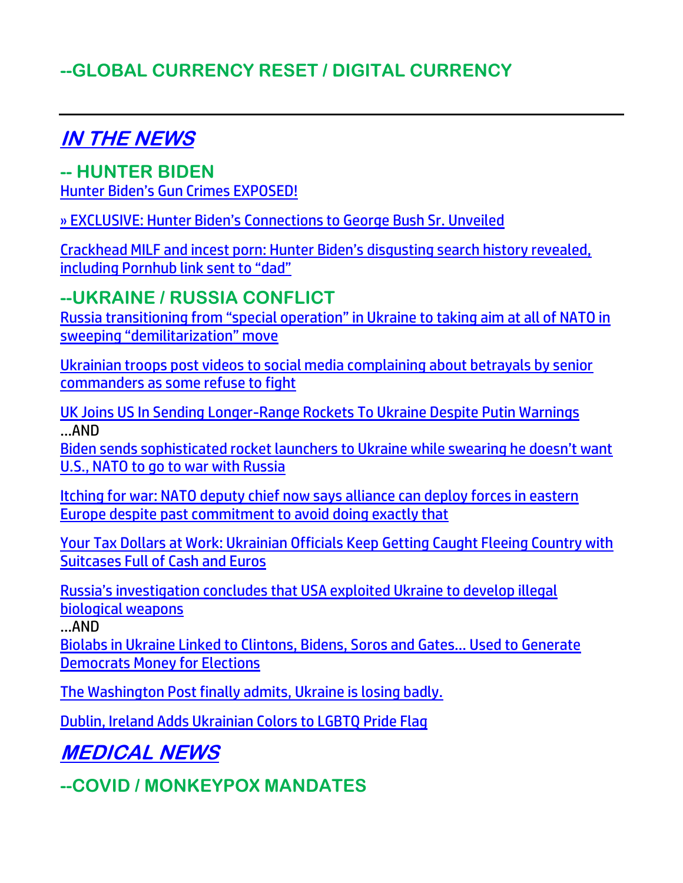## --GLOBAL CURRENCY RESET / DIGITAL CURRENCY

---

# *IN THE NEWS*

## -- HUNTER BIDEN

Hunter Biden's Gun Crimes EXPOSED!

» EXCLUSIVE: Hunter Biden's Connections to George Bush Sr. Unveiled

Crackhead MILF and incest porn: Hunter Biden's disgusting search history revealed, including Pornhub link sent to "dad"

## --UKRAINE / RUSSIA CONFLICT

Russia transitioning from "special operation" in Ukraine to taking aim at all of NATO in sweeping "demilitarization" move

Ukrainian troops post videos to social media complaining about betrayals by senior commanders as some refuse to fight

UK Joins US In Sending Longer-Range Rockets To Ukraine Despite Putin Warnings
…AND
Biden sends sophisticated rocket launchers to Ukraine while swearing he doesn't want U.S., NATO to go to war with Russia

Itching for war: NATO deputy chief now says alliance can deploy forces in eastern Europe despite past commitment to avoid doing exactly that

Your Tax Dollars at Work: Ukrainian Officials Keep Getting Caught Fleeing Country with Suitcases Full of Cash and Euros

Russia's investigation concludes that USA exploited Ukraine to develop illegal biological weapons
…AND
Biolabs in Ukraine Linked to Clintons, Bidens, Soros and Gates… Used to Generate Democrats Money for Elections

The Washington Post finally admits, Ukraine is losing badly.

Dublin, Ireland Adds Ukrainian Colors to LGBTQ Pride Flag

# *MEDICAL NEWS*

## --COVID / MONKEYPOX MANDATES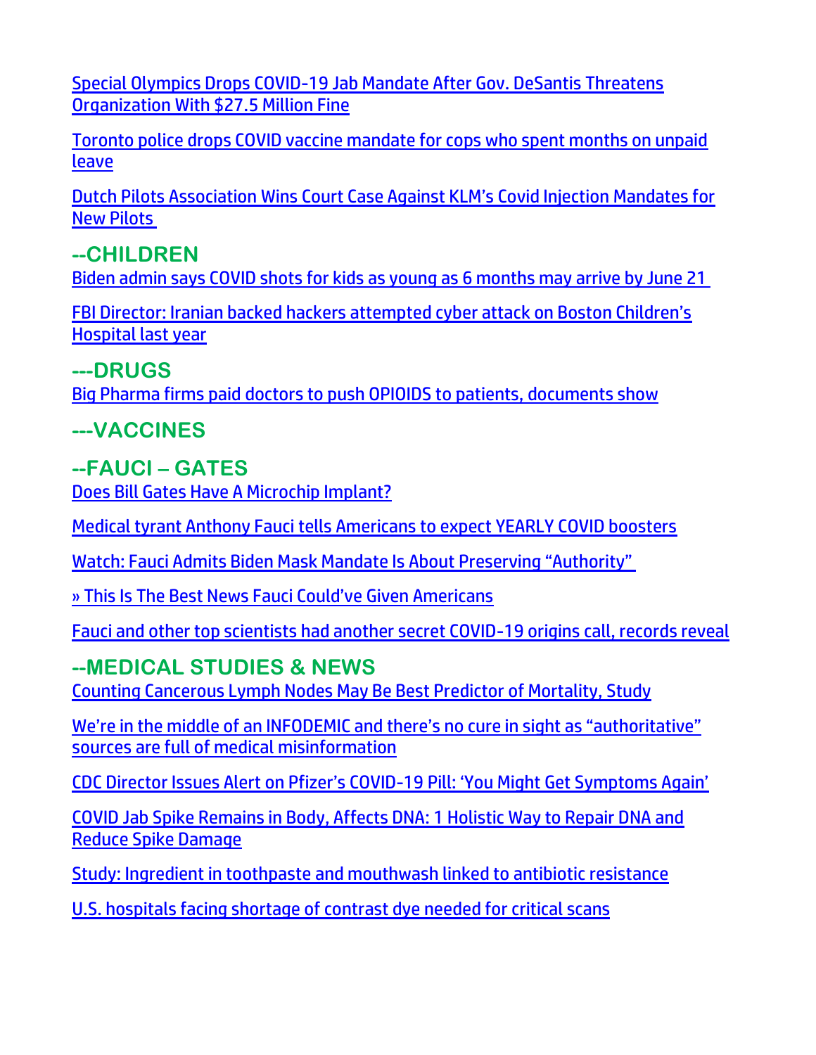Special Olympics Drops COVID-19 Jab Mandate After Gov. DeSantis Threatens Organization With $27.5 Million Fine

Toronto police drops COVID vaccine mandate for cops who spent months on unpaid leave

Dutch Pilots Association Wins Court Case Against KLM's Covid Injection Mandates for New Pilots

## --CHILDREN

Biden admin says COVID shots for kids as young as 6 months may arrive by June 21

FBI Director: Iranian backed hackers attempted cyber attack on Boston Children's Hospital last year

## ---DRUGS

Big Pharma firms paid doctors to push OPIOIDS to patients, documents show

## ---VACCINES

## --FAUCI – GATES

Does Bill Gates Have A Microchip Implant?

Medical tyrant Anthony Fauci tells Americans to expect YEARLY COVID boosters

Watch: Fauci Admits Biden Mask Mandate Is About Preserving "Authority"

» This Is The Best News Fauci Could've Given Americans

Fauci and other top scientists had another secret COVID-19 origins call, records reveal

## --MEDICAL STUDIES & NEWS

Counting Cancerous Lymph Nodes May Be Best Predictor of Mortality, Study

We're in the middle of an INFODEMIC and there's no cure in sight as "authoritative" sources are full of medical misinformation

CDC Director Issues Alert on Pfizer's COVID-19 Pill: 'You Might Get Symptoms Again'

COVID Jab Spike Remains in Body, Affects DNA: 1 Holistic Way to Repair DNA and Reduce Spike Damage

Study: Ingredient in toothpaste and mouthwash linked to antibiotic resistance

U.S. hospitals facing shortage of contrast dye needed for critical scans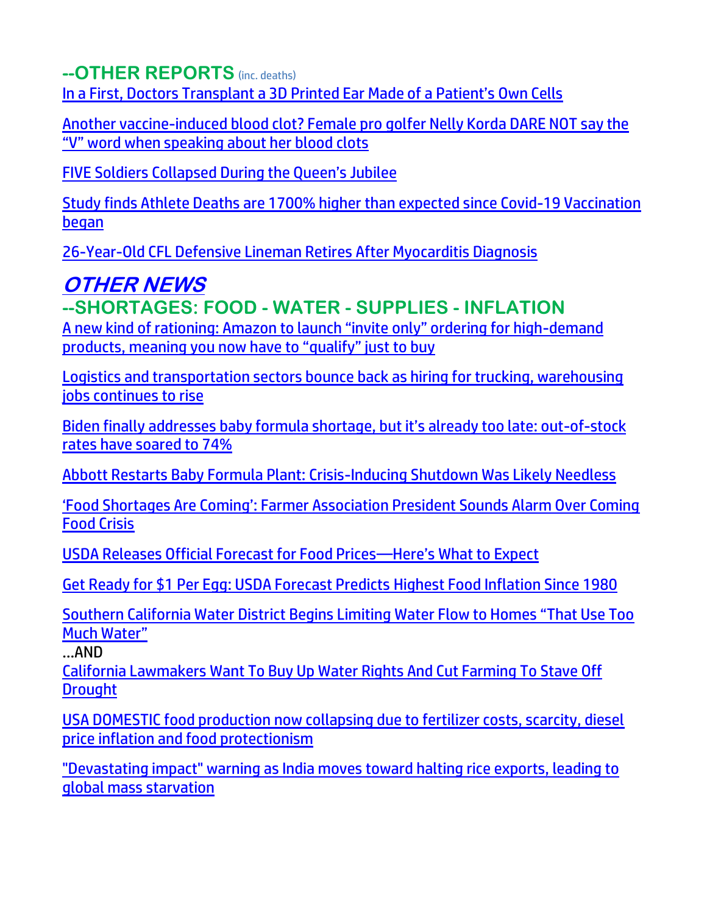## --OTHER REPORTS (inc. deaths)

In a First, Doctors Transplant a 3D Printed Ear Made of a Patient's Own Cells

Another vaccine-induced blood clot? Female pro golfer Nelly Korda DARE NOT say the "V" word when speaking about her blood clots

FIVE Soldiers Collapsed During the Queen's Jubilee

Study finds Athlete Deaths are 1700% higher than expected since Covid-19 Vaccination began

26-Year-Old CFL Defensive Lineman Retires After Myocarditis Diagnosis

# *OTHER NEWS*

## --SHORTAGES: FOOD - WATER - SUPPLIES - INFLATION

A new kind of rationing: Amazon to launch "invite only" ordering for high-demand products, meaning you now have to "qualify" just to buy

Logistics and transportation sectors bounce back as hiring for trucking, warehousing jobs continues to rise

Biden finally addresses baby formula shortage, but it's already too late: out-of-stock rates have soared to 74%

Abbott Restarts Baby Formula Plant: Crisis-Inducing Shutdown Was Likely Needless

'Food Shortages Are Coming': Farmer Association President Sounds Alarm Over Coming Food Crisis

USDA Releases Official Forecast for Food Prices—Here's What to Expect

Get Ready for $1 Per Egg: USDA Forecast Predicts Highest Food Inflation Since 1980

Southern California Water District Begins Limiting Water Flow to Homes "That Use Too Much Water"

…AND

California Lawmakers Want To Buy Up Water Rights And Cut Farming To Stave Off Drought

USA DOMESTIC food production now collapsing due to fertilizer costs, scarcity, diesel price inflation and food protectionism

"Devastating impact" warning as India moves toward halting rice exports, leading to global mass starvation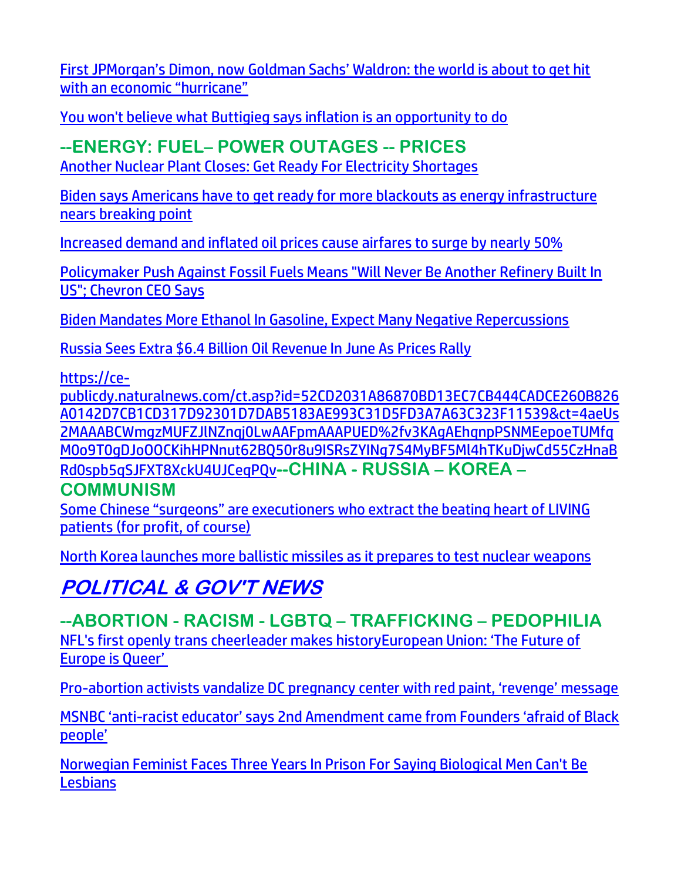First JPMorgan's Dimon, now Goldman Sachs' Waldron: the world is about to get hit with an economic "hurricane"

You won't believe what Buttigieg says inflation is an opportunity to do

### --ENERGY: FUEL– POWER OUTAGES -- PRICES

Another Nuclear Plant Closes: Get Ready For Electricity Shortages

Biden says Americans have to get ready for more blackouts as energy infrastructure nears breaking point

Increased demand and inflated oil prices cause airfares to surge by nearly 50%

Policymaker Push Against Fossil Fuels Means "Will Never Be Another Refinery Built In US"; Chevron CEO Says

Biden Mandates More Ethanol In Gasoline, Expect Many Negative Repercussions

Russia Sees Extra $6.4 Billion Oil Revenue In June As Prices Rally

https://ce-publicdy.naturalnews.com/ct.asp?id=52CD2031A86870BD13EC7CB444CADCE260B826A0142D7CB1CD317D92301D7DAB5183AE993C31D5FD3A7A63C323F11539&ct=4aeUs2MAAABCWmgzMUFZJlNZnqj0LwAAFpmAAAPUED%2fv3KAgAEhqnpPSNMEepoeTUMfqM0o9T0gDJoOOCKihHPNnut62BQ50r8u9ISRsZYINg7S4MyBF5Ml4hTKuDjwCd55CzHnaBRd0spb5qSJFXT8XckU4UJCeqPQv

### --CHINA - RUSSIA – KOREA – COMMUNISM

Some Chinese "surgeons" are executioners who extract the beating heart of LIVING patients (for profit, of course)

North Korea launches more ballistic missiles as it prepares to test nuclear weapons

## *POLITICAL & GOV'T NEWS*

### --ABORTION - RACISM - LGBTQ – TRAFFICKING – PEDOPHILIA

NFL's first openly trans cheerleader makes historyEuropean Union: 'The Future of Europe is Queer'

Pro-abortion activists vandalize DC pregnancy center with red paint, 'revenge' message

MSNBC 'anti-racist educator' says 2nd Amendment came from Founders 'afraid of Black people'

Norwegian Feminist Faces Three Years In Prison For Saying Biological Men Can't Be Lesbians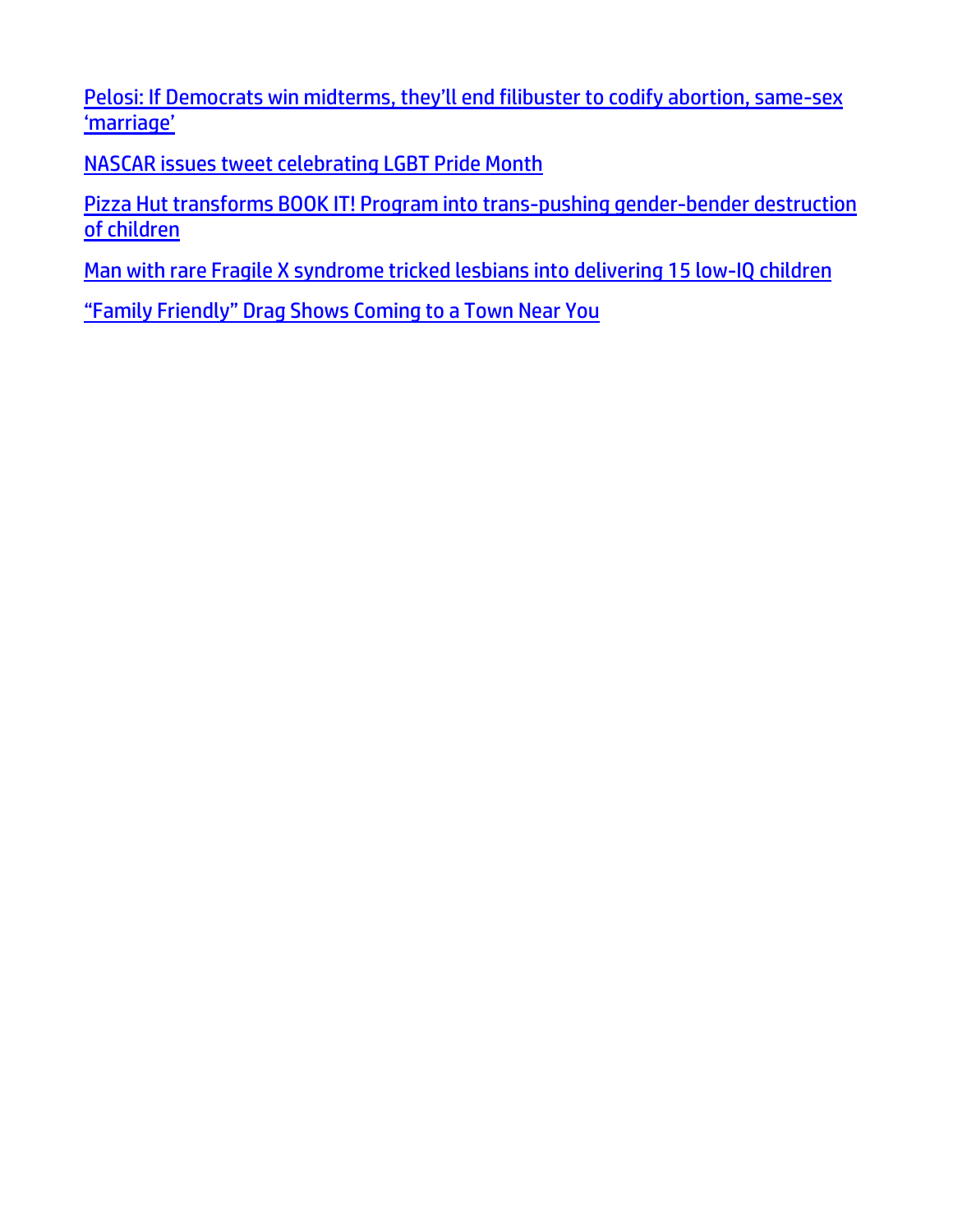Pelosi: If Democrats win midterms, they'll end filibuster to codify abortion, same-sex 'marriage'

NASCAR issues tweet celebrating LGBT Pride Month

Pizza Hut transforms BOOK IT! Program into trans-pushing gender-bender destruction of children

Man with rare Fragile X syndrome tricked lesbians into delivering 15 low-IQ children

"Family Friendly" Drag Shows Coming to a Town Near You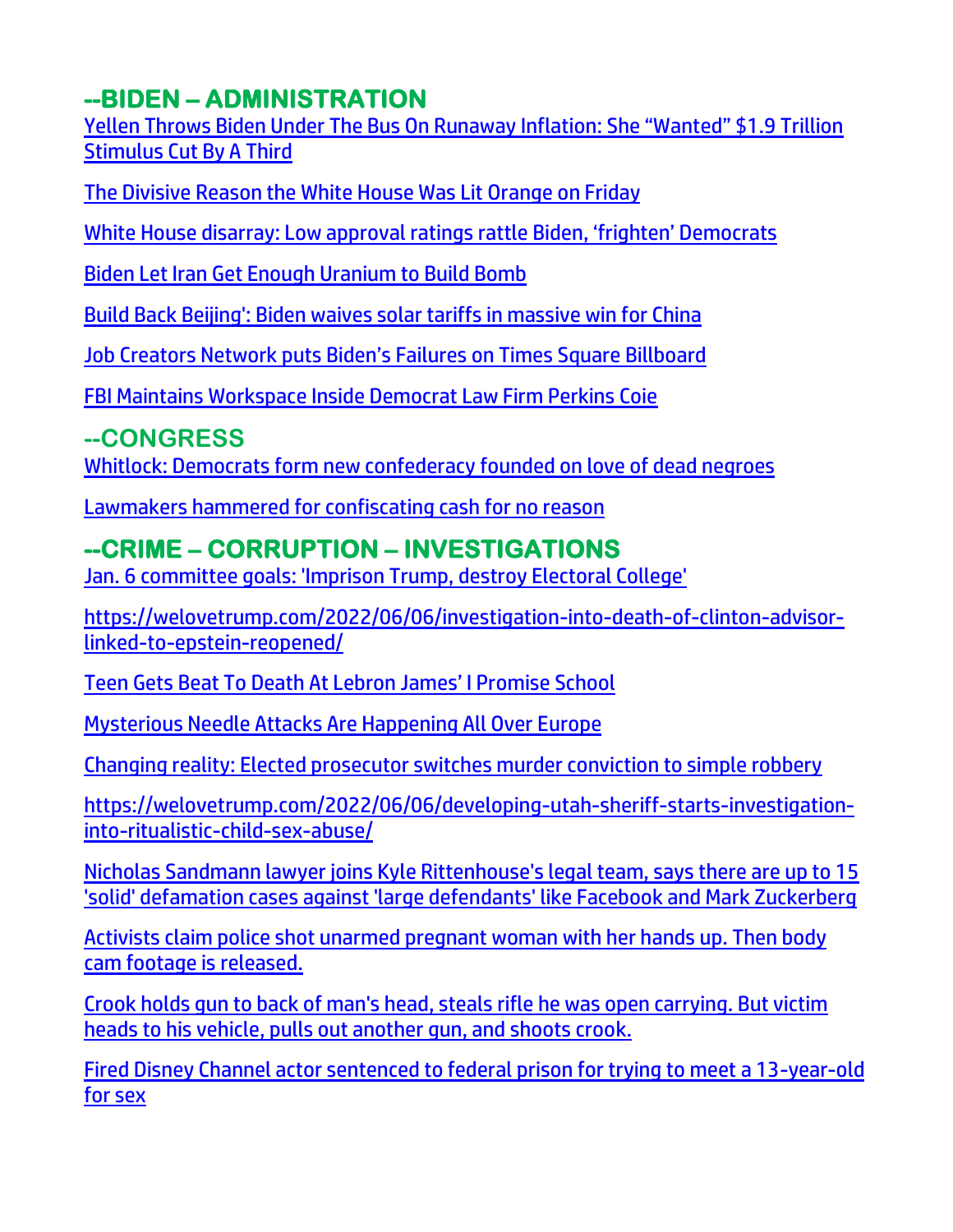## --BIDEN – ADMINISTRATION

Yellen Throws Biden Under The Bus On Runaway Inflation: She "Wanted" $1.9 Trillion Stimulus Cut By A Third

The Divisive Reason the White House Was Lit Orange on Friday

White House disarray: Low approval ratings rattle Biden, 'frighten' Democrats

Biden Let Iran Get Enough Uranium to Build Bomb

Build Back Beijing': Biden waives solar tariffs in massive win for China

Job Creators Network puts Biden's Failures on Times Square Billboard

FBI Maintains Workspace Inside Democrat Law Firm Perkins Coie

## --CONGRESS

Whitlock: Democrats form new confederacy founded on love of dead negroes

Lawmakers hammered for confiscating cash for no reason

## --CRIME – CORRUPTION – INVESTIGATIONS

Jan. 6 committee goals: 'Imprison Trump, destroy Electoral College'

https://welovetrump.com/2022/06/06/investigation-into-death-of-clinton-advisor-linked-to-epstein-reopened/

Teen Gets Beat To Death At Lebron James' I Promise School

Mysterious Needle Attacks Are Happening All Over Europe

Changing reality: Elected prosecutor switches murder conviction to simple robbery

https://welovetrump.com/2022/06/06/developing-utah-sheriff-starts-investigation-into-ritualistic-child-sex-abuse/

Nicholas Sandmann lawyer joins Kyle Rittenhouse's legal team, says there are up to 15 'solid' defamation cases against 'large defendants' like Facebook and Mark Zuckerberg

Activists claim police shot unarmed pregnant woman with her hands up. Then body cam footage is released.

Crook holds gun to back of man's head, steals rifle he was open carrying. But victim heads to his vehicle, pulls out another gun, and shoots crook.

Fired Disney Channel actor sentenced to federal prison for trying to meet a 13-year-old for sex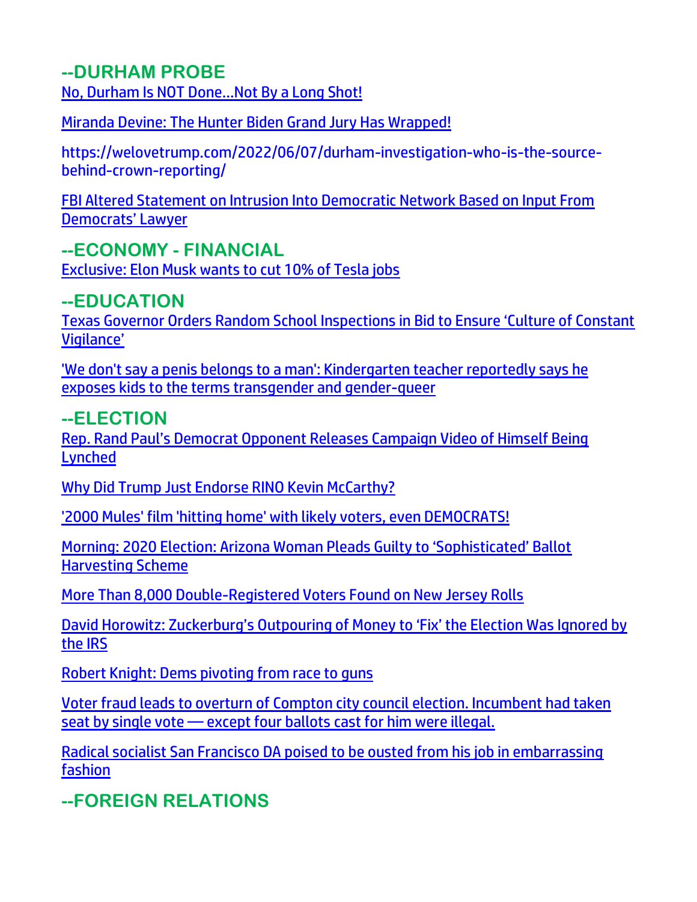## --DURHAM PROBE

No, Durham Is NOT Done…Not By a Long Shot!

Miranda Devine: The Hunter Biden Grand Jury Has Wrapped!

https://welovetrump.com/2022/06/07/durham-investigation-who-is-the-source-behind-crown-reporting/

FBI Altered Statement on Intrusion Into Democratic Network Based on Input From Democrats' Lawyer

## --ECONOMY - FINANCIAL

Exclusive: Elon Musk wants to cut 10% of Tesla jobs

## --EDUCATION

Texas Governor Orders Random School Inspections in Bid to Ensure 'Culture of Constant Vigilance'

'We don't say a penis belongs to a man': Kindergarten teacher reportedly says he exposes kids to the terms transgender and gender-queer

## --ELECTION

Rep. Rand Paul's Democrat Opponent Releases Campaign Video of Himself Being Lynched

Why Did Trump Just Endorse RINO Kevin McCarthy?

'2000 Mules' film 'hitting home' with likely voters, even DEMOCRATS!

Morning: 2020 Election: Arizona Woman Pleads Guilty to 'Sophisticated' Ballot Harvesting Scheme

More Than 8,000 Double-Registered Voters Found on New Jersey Rolls

David Horowitz: Zuckerburg's Outpouring of Money to 'Fix' the Election Was Ignored by the IRS

Robert Knight: Dems pivoting from race to guns

Voter fraud leads to overturn of Compton city council election. Incumbent had taken seat by single vote — except four ballots cast for him were illegal.

Radical socialist San Francisco DA poised to be ousted from his job in embarrassing fashion

## --FOREIGN RELATIONS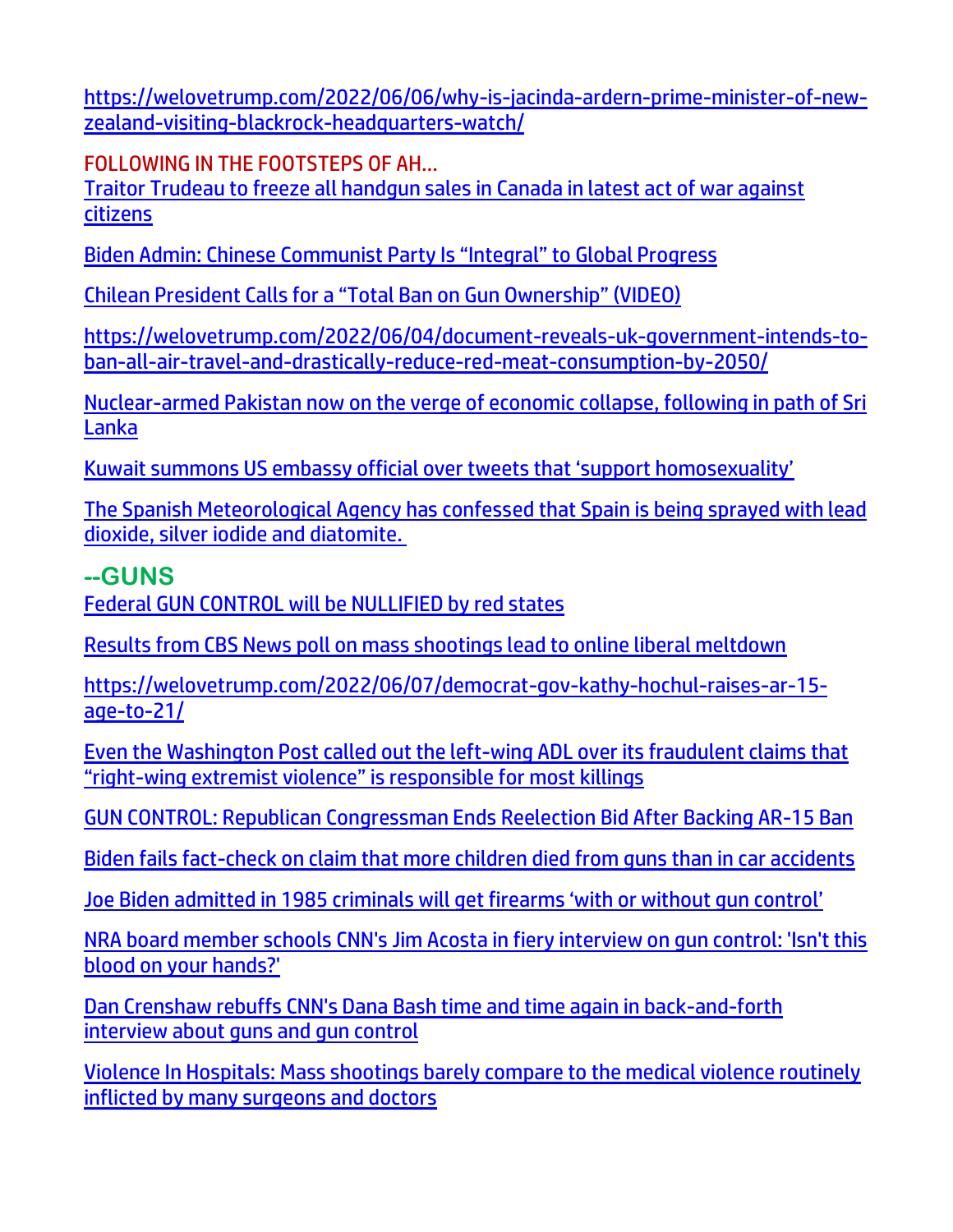https://welovetrump.com/2022/06/06/why-is-jacinda-ardern-prime-minister-of-new-zealand-visiting-blackrock-headquarters-watch/

FOLLOWING IN THE FOOTSTEPS OF AH…

Traitor Trudeau to freeze all handgun sales in Canada in latest act of war against citizens

Biden Admin: Chinese Communist Party Is “Integral” to Global Progress

Chilean President Calls for a “Total Ban on Gun Ownership” (VIDEO)

https://welovetrump.com/2022/06/04/document-reveals-uk-government-intends-to-ban-all-air-travel-and-drastically-reduce-red-meat-consumption-by-2050/

Nuclear-armed Pakistan now on the verge of economic collapse, following in path of Sri Lanka

Kuwait summons US embassy official over tweets that ‘support homosexuality’

The Spanish Meteorological Agency has confessed that Spain is being sprayed with lead dioxide, silver iodide and diatomite.

## --GUNS

Federal GUN CONTROL will be NULLIFIED by red states

Results from CBS News poll on mass shootings lead to online liberal meltdown

https://welovetrump.com/2022/06/07/democrat-gov-kathy-hochul-raises-ar-15-age-to-21/

Even the Washington Post called out the left-wing ADL over its fraudulent claims that “right-wing extremist violence” is responsible for most killings

GUN CONTROL: Republican Congressman Ends Reelection Bid After Backing AR-15 Ban

Biden fails fact-check on claim that more children died from guns than in car accidents

Joe Biden admitted in 1985 criminals will get firearms ‘with or without gun control’

NRA board member schools CNN's Jim Acosta in fiery interview on gun control: 'Isn't this blood on your hands?'

Dan Crenshaw rebuffs CNN's Dana Bash time and time again in back-and-forth interview about guns and gun control

Violence In Hospitals: Mass shootings barely compare to the medical violence routinely inflicted by many surgeons and doctors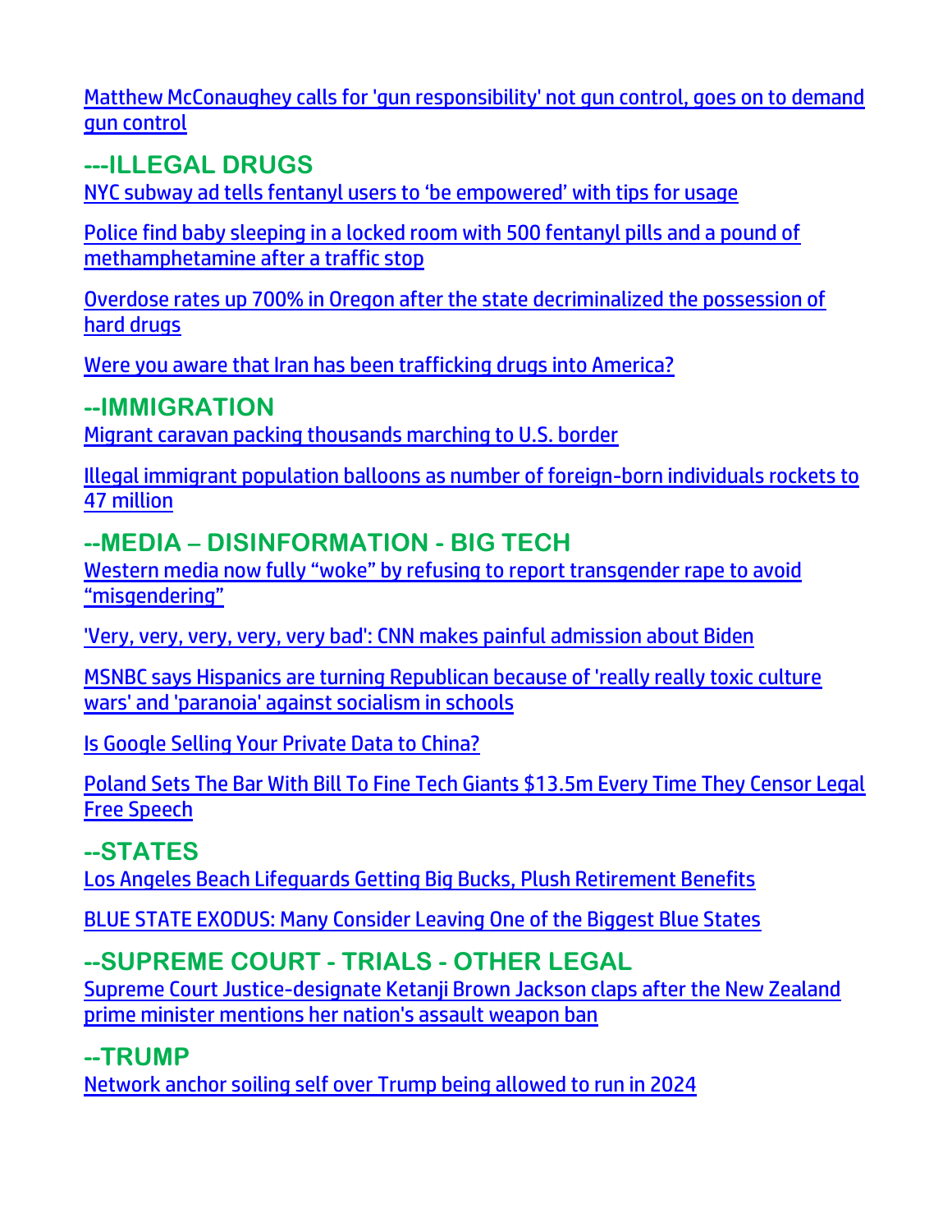Matthew McConaughey calls for 'gun responsibility' not gun control, goes on to demand gun control

## ---ILLEGAL DRUGS

NYC subway ad tells fentanyl users to ‘be empowered’ with tips for usage

Police find baby sleeping in a locked room with 500 fentanyl pills and a pound of methamphetamine after a traffic stop

Overdose rates up 700% in Oregon after the state decriminalized the possession of hard drugs

Were you aware that Iran has been trafficking drugs into America?

## --IMMIGRATION

Migrant caravan packing thousands marching to U.S. border

Illegal immigrant population balloons as number of foreign-born individuals rockets to 47 million

## --MEDIA – DISINFORMATION - BIG TECH

Western media now fully “woke” by refusing to report transgender rape to avoid “misgendering”

'Very, very, very, very, very bad': CNN makes painful admission about Biden

MSNBC says Hispanics are turning Republican because of 'really really toxic culture wars' and 'paranoia' against socialism in schools

Is Google Selling Your Private Data to China?

Poland Sets The Bar With Bill To Fine Tech Giants $13.5m Every Time They Censor Legal Free Speech

## --STATES

Los Angeles Beach Lifeguards Getting Big Bucks, Plush Retirement Benefits

BLUE STATE EXODUS: Many Consider Leaving One of the Biggest Blue States

## --SUPREME COURT - TRIALS - OTHER LEGAL

Supreme Court Justice-designate Ketanji Brown Jackson claps after the New Zealand prime minister mentions her nation's assault weapon ban

## --TRUMP

Network anchor soiling self over Trump being allowed to run in 2024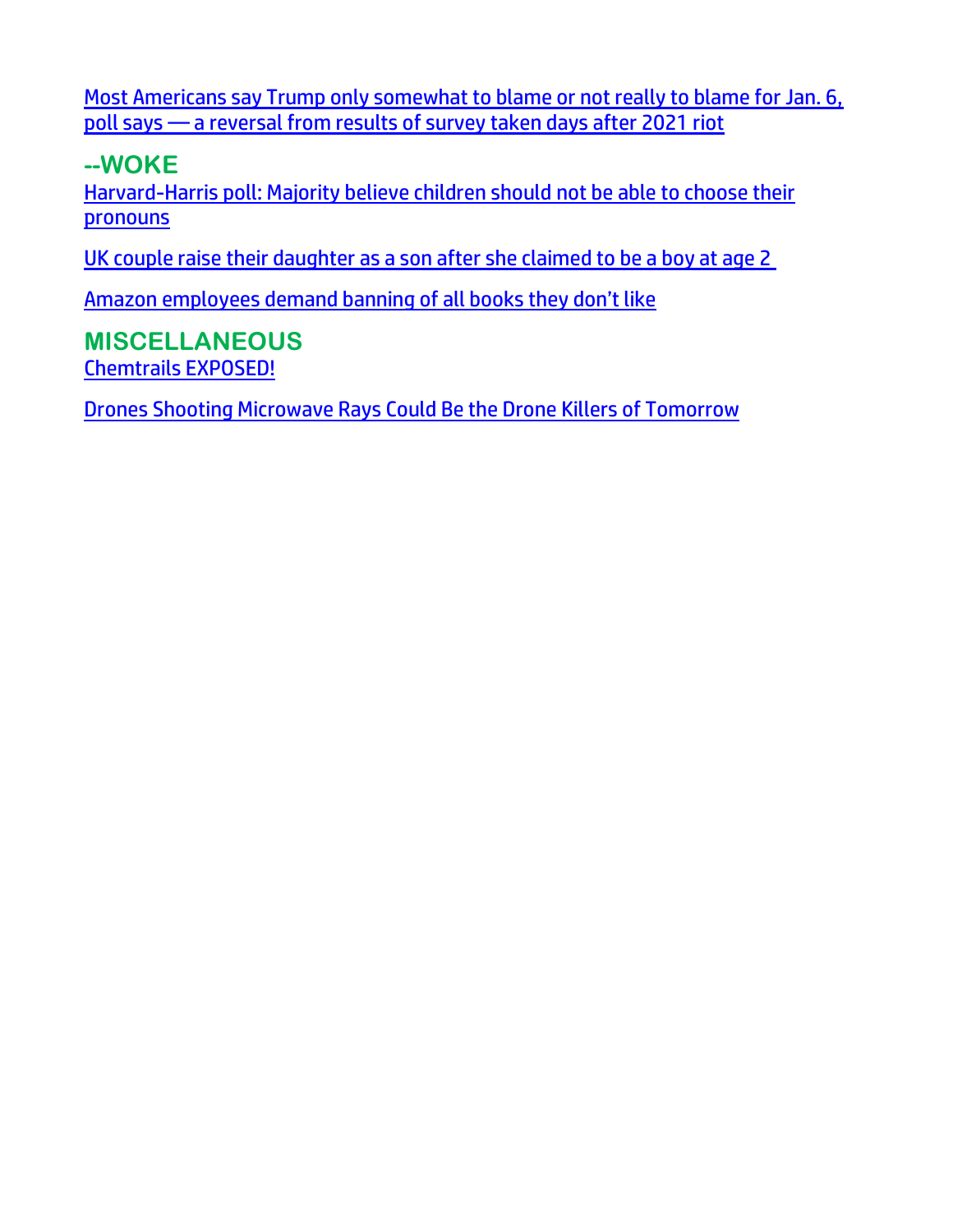Most Americans say Trump only somewhat to blame or not really to blame for Jan. 6, poll says — a reversal from results of survey taken days after 2021 riot

## --WOKE

Harvard-Harris poll: Majority believe children should not be able to choose their pronouns

UK couple raise their daughter as a son after she claimed to be a boy at age 2

Amazon employees demand banning of all books they don't like

## MISCELLANEOUS

Chemtrails EXPOSED!

Drones Shooting Microwave Rays Could Be the Drone Killers of Tomorrow